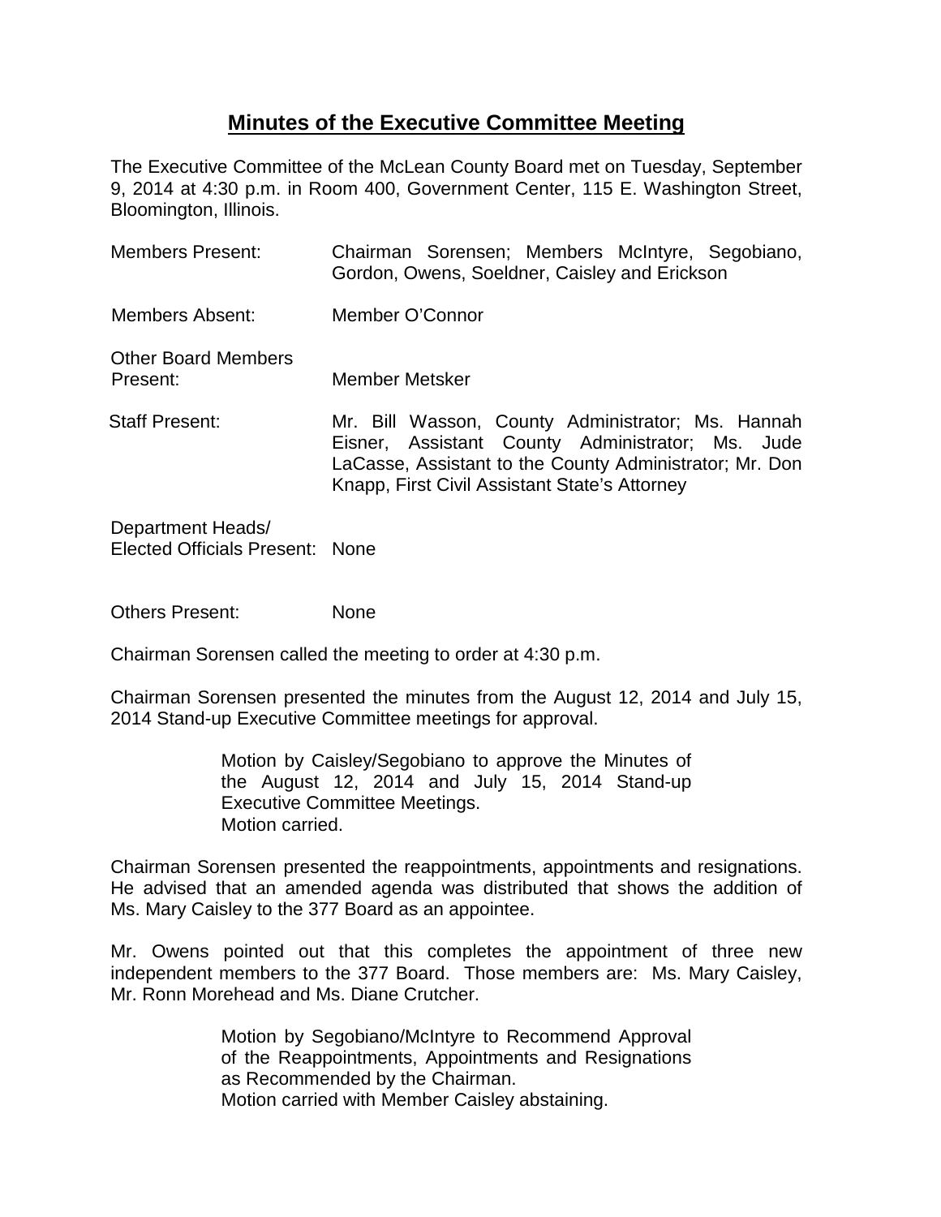# Minutes of the Executive Committee Meeting

The Executive Committee of the McLean County Board met on Tuesday, September 9, 2014 at 4:30 p.m. in Room 400, Government Center, 115 E. Washington Street, Bloomington, Illinois.

| | |
|---|---|
| Members Present: | Chairman Sorensen; Members McIntyre, Segobiano, Gordon, Owens, Soeldner, Caisley and Erickson |
| Members Absent: | Member O'Connor |
| Other Board Members Present: | Member Metsker |
| Staff Present: | Mr. Bill Wasson, County Administrator; Ms. Hannah Eisner, Assistant County Administrator; Ms. Jude LaCasse, Assistant to the County Administrator; Mr. Don Knapp, First Civil Assistant State's Attorney |
| Department Heads/ Elected Officials Present: | None |
| Others Present: | None |

Chairman Sorensen called the meeting to order at 4:30 p.m.

Chairman Sorensen presented the minutes from the August 12, 2014 and July 15, 2014 Stand-up Executive Committee meetings for approval.

> Motion by Caisley/Segobiano to approve the Minutes of the August 12, 2014 and July 15, 2014 Stand-up Executive Committee Meetings.
> Motion carried.

Chairman Sorensen presented the reappointments, appointments and resignations. He advised that an amended agenda was distributed that shows the addition of Ms. Mary Caisley to the 377 Board as an appointee.

Mr. Owens pointed out that this completes the appointment of three new independent members to the 377 Board. Those members are: Ms. Mary Caisley, Mr. Ronn Morehead and Ms. Diane Crutcher.

> Motion by Segobiano/McIntyre to Recommend Approval of the Reappointments, Appointments and Resignations as Recommended by the Chairman.
> Motion carried with Member Caisley abstaining.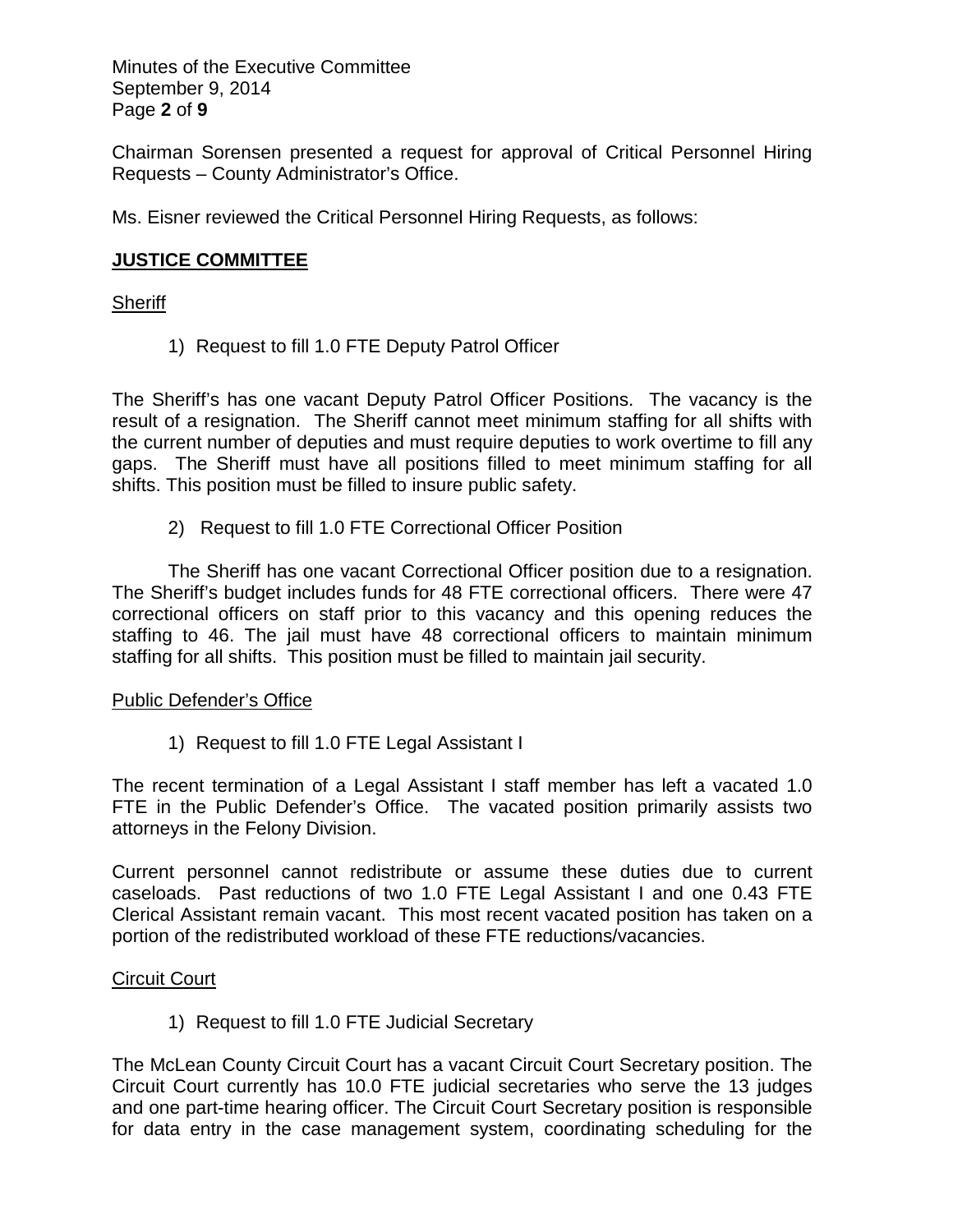Chairman Sorensen presented a request for approval of Critical Personnel Hiring Requests – County Administrator's Office.

Ms. Eisner reviewed the Critical Personnel Hiring Requests, as follows:

## **JUSTICE COMMITTEE**

### Sheriff

1) Request to fill 1.0 FTE Deputy Patrol Officer

The Sheriff's has one vacant Deputy Patrol Officer Positions. The vacancy is the result of a resignation. The Sheriff cannot meet minimum staffing for all shifts with the current number of deputies and must require deputies to work overtime to fill any gaps. The Sheriff must have all positions filled to meet minimum staffing for all shifts. This position must be filled to insure public safety.

2) Request to fill 1.0 FTE Correctional Officer Position

The Sheriff has one vacant Correctional Officer position due to a resignation. The Sheriff's budget includes funds for 48 FTE correctional officers. There were 47 correctional officers on staff prior to this vacancy and this opening reduces the staffing to 46. The jail must have 48 correctional officers to maintain minimum staffing for all shifts. This position must be filled to maintain jail security.

### Public Defender's Office

1) Request to fill 1.0 FTE Legal Assistant I

The recent termination of a Legal Assistant I staff member has left a vacated 1.0 FTE in the Public Defender's Office. The vacated position primarily assists two attorneys in the Felony Division.

Current personnel cannot redistribute or assume these duties due to current caseloads. Past reductions of two 1.0 FTE Legal Assistant I and one 0.43 FTE Clerical Assistant remain vacant. This most recent vacated position has taken on a portion of the redistributed workload of these FTE reductions/vacancies.

### Circuit Court

1) Request to fill 1.0 FTE Judicial Secretary

The McLean County Circuit Court has a vacant Circuit Court Secretary position. The Circuit Court currently has 10.0 FTE judicial secretaries who serve the 13 judges and one part-time hearing officer. The Circuit Court Secretary position is responsible for data entry in the case management system, coordinating scheduling for the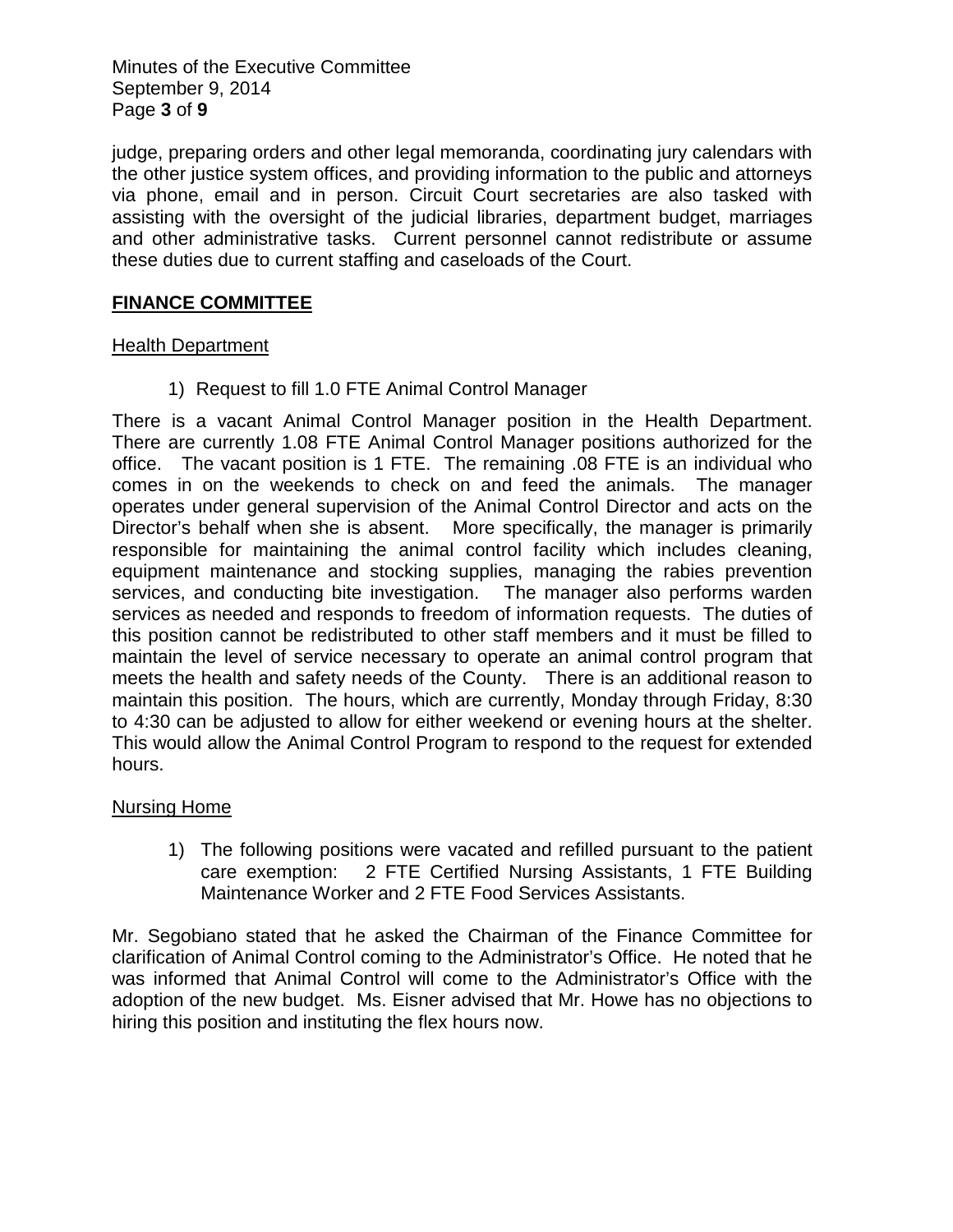judge, preparing orders and other legal memoranda, coordinating jury calendars with the other justice system offices, and providing information to the public and attorneys via phone, email and in person. Circuit Court secretaries are also tasked with assisting with the oversight of the judicial libraries, department budget, marriages and other administrative tasks. Current personnel cannot redistribute or assume these duties due to current staffing and caseloads of the Court.

## FINANCE COMMITTEE

Health Department

1) Request to fill 1.0 FTE Animal Control Manager

There is a vacant Animal Control Manager position in the Health Department. There are currently 1.08 FTE Animal Control Manager positions authorized for the office. The vacant position is 1 FTE. The remaining .08 FTE is an individual who comes in on the weekends to check on and feed the animals. The manager operates under general supervision of the Animal Control Director and acts on the Director's behalf when she is absent. More specifically, the manager is primarily responsible for maintaining the animal control facility which includes cleaning, equipment maintenance and stocking supplies, managing the rabies prevention services, and conducting bite investigation. The manager also performs warden services as needed and responds to freedom of information requests. The duties of this position cannot be redistributed to other staff members and it must be filled to maintain the level of service necessary to operate an animal control program that meets the health and safety needs of the County. There is an additional reason to maintain this position. The hours, which are currently, Monday through Friday, 8:30 to 4:30 can be adjusted to allow for either weekend or evening hours at the shelter. This would allow the Animal Control Program to respond to the request for extended hours.

Nursing Home

1) The following positions were vacated and refilled pursuant to the patient care exemption: 2 FTE Certified Nursing Assistants, 1 FTE Building Maintenance Worker and 2 FTE Food Services Assistants.

Mr. Segobiano stated that he asked the Chairman of the Finance Committee for clarification of Animal Control coming to the Administrator's Office. He noted that he was informed that Animal Control will come to the Administrator's Office with the adoption of the new budget. Ms. Eisner advised that Mr. Howe has no objections to hiring this position and instituting the flex hours now.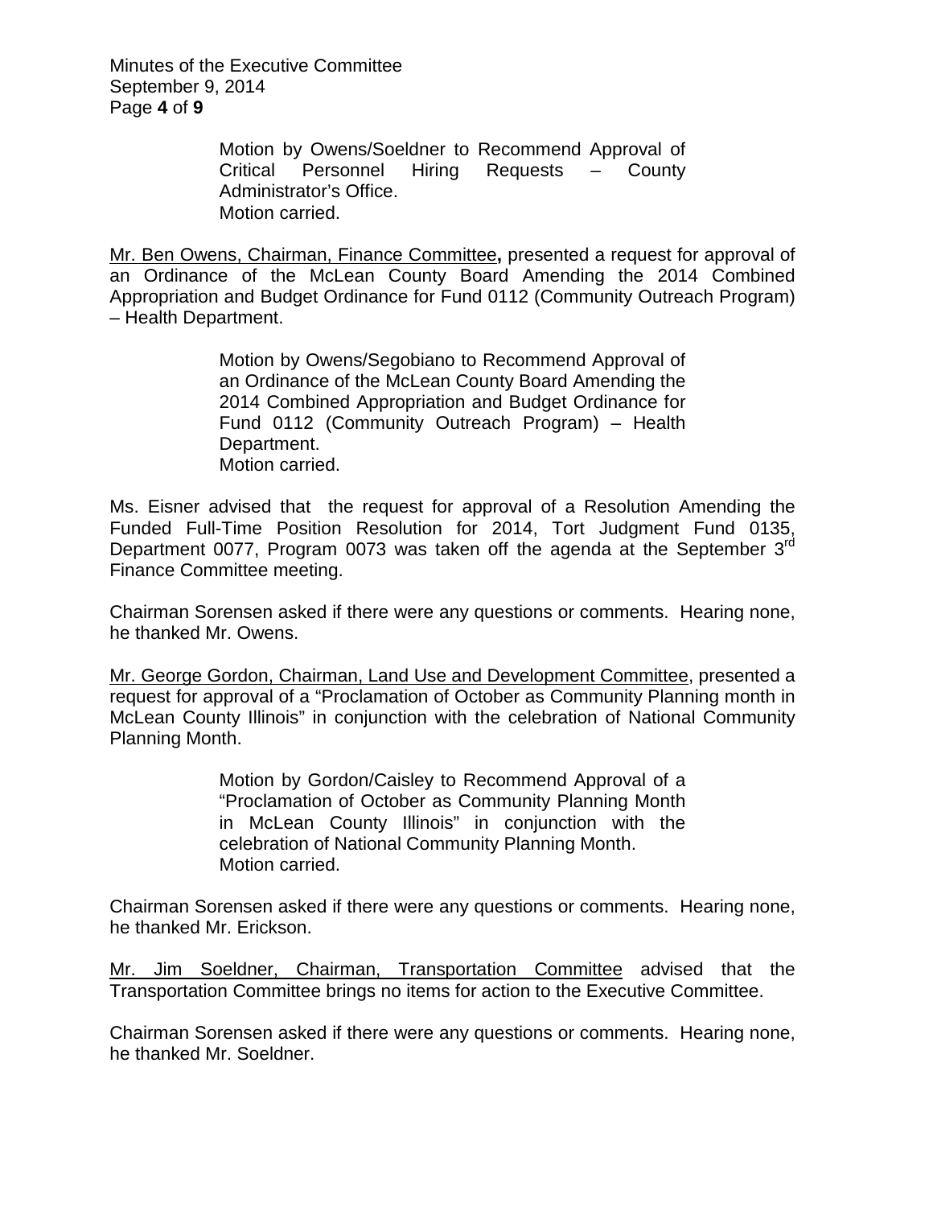Motion by Owens/Soeldner to Recommend Approval of Critical Personnel Hiring Requests – County Administrator's Office.
Motion carried.

Mr. Ben Owens, Chairman, Finance Committee**,** presented a request for approval of an Ordinance of the McLean County Board Amending the 2014 Combined Appropriation and Budget Ordinance for Fund 0112 (Community Outreach Program) – Health Department.

> Motion by Owens/Segobiano to Recommend Approval of an Ordinance of the McLean County Board Amending the 2014 Combined Appropriation and Budget Ordinance for Fund 0112 (Community Outreach Program) – Health Department.
> Motion carried.

Ms. Eisner advised that the request for approval of a Resolution Amending the Funded Full-Time Position Resolution for 2014, Tort Judgment Fund 0135, Department 0077, Program 0073 was taken off the agenda at the September 3rd Finance Committee meeting.

Chairman Sorensen asked if there were any questions or comments. Hearing none, he thanked Mr. Owens.

Mr. George Gordon, Chairman, Land Use and Development Committee, presented a request for approval of a "Proclamation of October as Community Planning month in McLean County Illinois" in conjunction with the celebration of National Community Planning Month.

> Motion by Gordon/Caisley to Recommend Approval of a "Proclamation of October as Community Planning Month in McLean County Illinois" in conjunction with the celebration of National Community Planning Month.
> Motion carried.

Chairman Sorensen asked if there were any questions or comments. Hearing none, he thanked Mr. Erickson.

Mr. Jim Soeldner, Chairman, Transportation Committee advised that the Transportation Committee brings no items for action to the Executive Committee.

Chairman Sorensen asked if there were any questions or comments. Hearing none, he thanked Mr. Soeldner.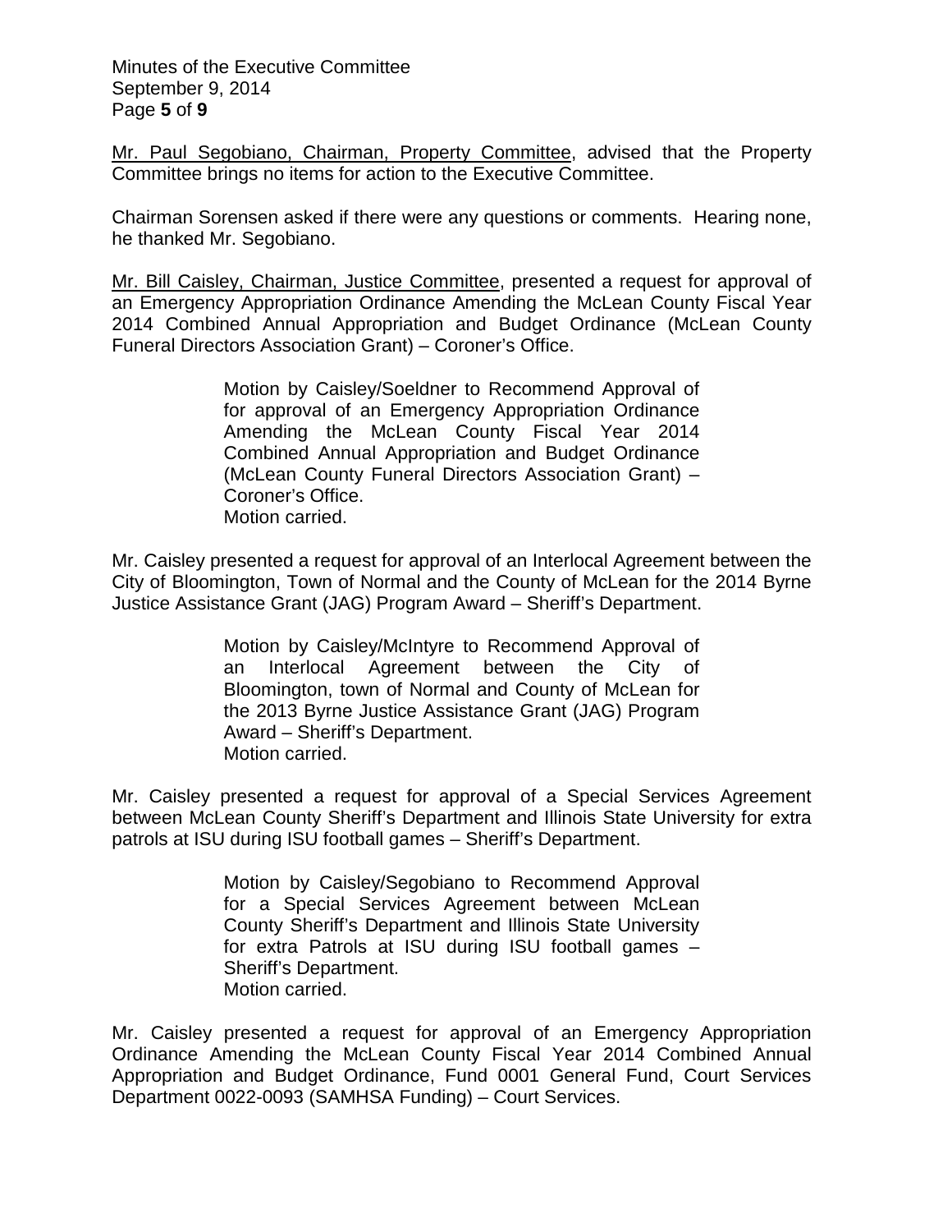<u>Mr. Paul Segobiano, Chairman, Property Committee</u>, advised that the Property Committee brings no items for action to the Executive Committee.

Chairman Sorensen asked if there were any questions or comments. Hearing none, he thanked Mr. Segobiano.

<u>Mr. Bill Caisley, Chairman, Justice Committee</u>, presented a request for approval of an Emergency Appropriation Ordinance Amending the McLean County Fiscal Year 2014 Combined Annual Appropriation and Budget Ordinance (McLean County Funeral Directors Association Grant) – Coroner's Office.

> Motion by Caisley/Soeldner to Recommend Approval of for approval of an Emergency Appropriation Ordinance Amending the McLean County Fiscal Year 2014 Combined Annual Appropriation and Budget Ordinance (McLean County Funeral Directors Association Grant) – Coroner's Office.
> Motion carried.

Mr. Caisley presented a request for approval of an Interlocal Agreement between the City of Bloomington, Town of Normal and the County of McLean for the 2014 Byrne Justice Assistance Grant (JAG) Program Award – Sheriff's Department.

> Motion by Caisley/McIntyre to Recommend Approval of an Interlocal Agreement between the City of Bloomington, town of Normal and County of McLean for the 2013 Byrne Justice Assistance Grant (JAG) Program Award – Sheriff's Department.
> Motion carried.

Mr. Caisley presented a request for approval of a Special Services Agreement between McLean County Sheriff's Department and Illinois State University for extra patrols at ISU during ISU football games – Sheriff's Department.

> Motion by Caisley/Segobiano to Recommend Approval for a Special Services Agreement between McLean County Sheriff's Department and Illinois State University for extra Patrols at ISU during ISU football games – Sheriff's Department.
> Motion carried.

Mr. Caisley presented a request for approval of an Emergency Appropriation Ordinance Amending the McLean County Fiscal Year 2014 Combined Annual Appropriation and Budget Ordinance, Fund 0001 General Fund, Court Services Department 0022-0093 (SAMHSA Funding) – Court Services.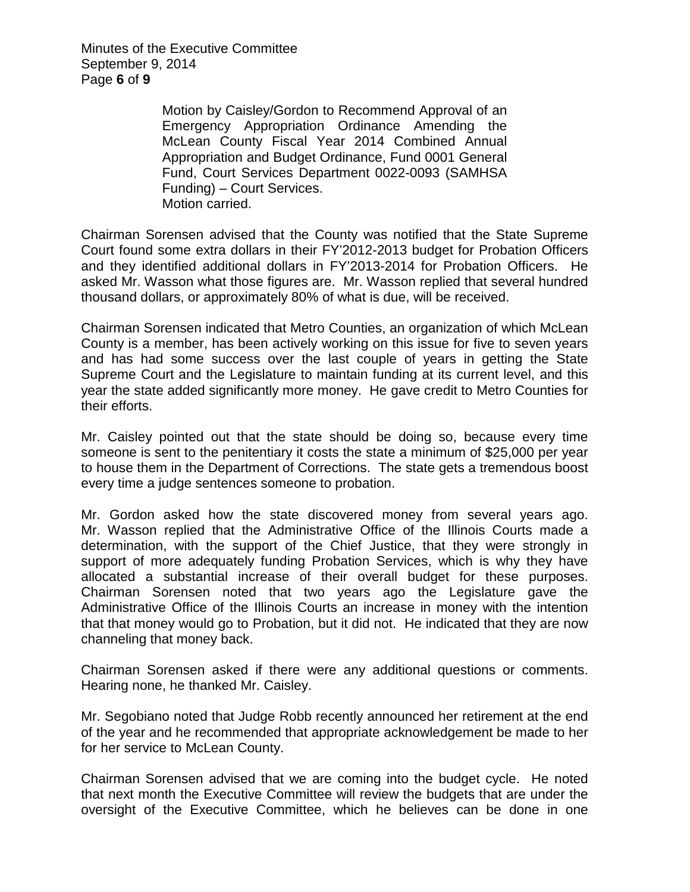Motion by Caisley/Gordon to Recommend Approval of an Emergency Appropriation Ordinance Amending the McLean County Fiscal Year 2014 Combined Annual Appropriation and Budget Ordinance, Fund 0001 General Fund, Court Services Department 0022-0093 (SAMHSA Funding) – Court Services.
Motion carried.

Chairman Sorensen advised that the County was notified that the State Supreme Court found some extra dollars in their FY'2012-2013 budget for Probation Officers and they identified additional dollars in FY'2013-2014 for Probation Officers. He asked Mr. Wasson what those figures are. Mr. Wasson replied that several hundred thousand dollars, or approximately 80% of what is due, will be received.

Chairman Sorensen indicated that Metro Counties, an organization of which McLean County is a member, has been actively working on this issue for five to seven years and has had some success over the last couple of years in getting the State Supreme Court and the Legislature to maintain funding at its current level, and this year the state added significantly more money. He gave credit to Metro Counties for their efforts.

Mr. Caisley pointed out that the state should be doing so, because every time someone is sent to the penitentiary it costs the state a minimum of $25,000 per year to house them in the Department of Corrections. The state gets a tremendous boost every time a judge sentences someone to probation.

Mr. Gordon asked how the state discovered money from several years ago. Mr. Wasson replied that the Administrative Office of the Illinois Courts made a determination, with the support of the Chief Justice, that they were strongly in support of more adequately funding Probation Services, which is why they have allocated a substantial increase of their overall budget for these purposes. Chairman Sorensen noted that two years ago the Legislature gave the Administrative Office of the Illinois Courts an increase in money with the intention that that money would go to Probation, but it did not. He indicated that they are now channeling that money back.

Chairman Sorensen asked if there were any additional questions or comments. Hearing none, he thanked Mr. Caisley.

Mr. Segobiano noted that Judge Robb recently announced her retirement at the end of the year and he recommended that appropriate acknowledgement be made to her for her service to McLean County.

Chairman Sorensen advised that we are coming into the budget cycle. He noted that next month the Executive Committee will review the budgets that are under the oversight of the Executive Committee, which he believes can be done in one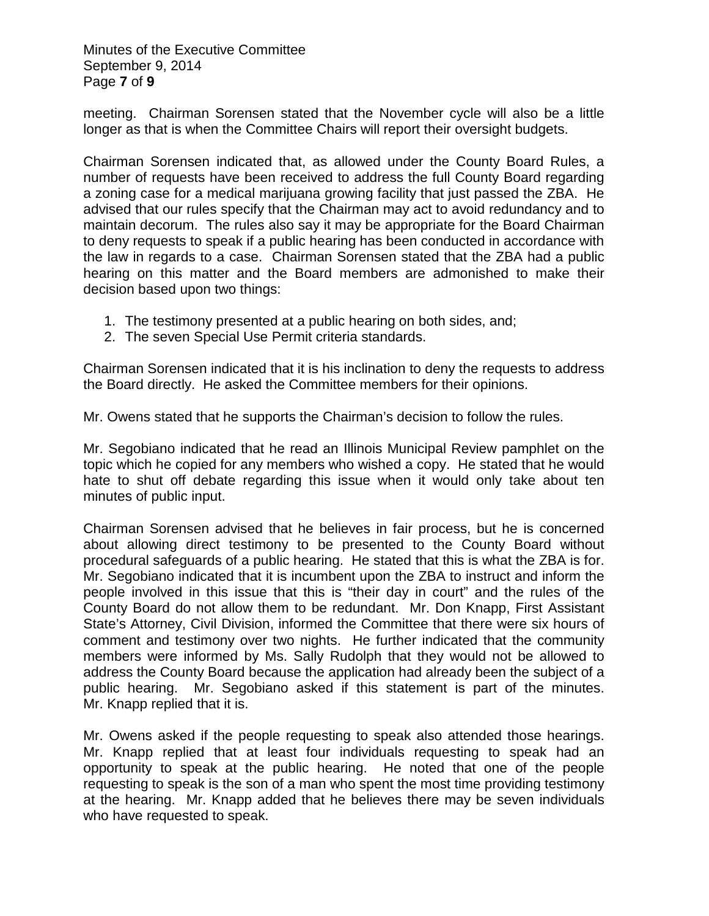meeting. Chairman Sorensen stated that the November cycle will also be a little longer as that is when the Committee Chairs will report their oversight budgets.

Chairman Sorensen indicated that, as allowed under the County Board Rules, a number of requests have been received to address the full County Board regarding a zoning case for a medical marijuana growing facility that just passed the ZBA. He advised that our rules specify that the Chairman may act to avoid redundancy and to maintain decorum. The rules also say it may be appropriate for the Board Chairman to deny requests to speak if a public hearing has been conducted in accordance with the law in regards to a case. Chairman Sorensen stated that the ZBA had a public hearing on this matter and the Board members are admonished to make their decision based upon two things:

1. The testimony presented at a public hearing on both sides, and;
2. The seven Special Use Permit criteria standards.

Chairman Sorensen indicated that it is his inclination to deny the requests to address the Board directly. He asked the Committee members for their opinions.

Mr. Owens stated that he supports the Chairman's decision to follow the rules.

Mr. Segobiano indicated that he read an Illinois Municipal Review pamphlet on the topic which he copied for any members who wished a copy. He stated that he would hate to shut off debate regarding this issue when it would only take about ten minutes of public input.

Chairman Sorensen advised that he believes in fair process, but he is concerned about allowing direct testimony to be presented to the County Board without procedural safeguards of a public hearing. He stated that this is what the ZBA is for. Mr. Segobiano indicated that it is incumbent upon the ZBA to instruct and inform the people involved in this issue that this is "their day in court" and the rules of the County Board do not allow them to be redundant. Mr. Don Knapp, First Assistant State's Attorney, Civil Division, informed the Committee that there were six hours of comment and testimony over two nights. He further indicated that the community members were informed by Ms. Sally Rudolph that they would not be allowed to address the County Board because the application had already been the subject of a public hearing. Mr. Segobiano asked if this statement is part of the minutes. Mr. Knapp replied that it is.

Mr. Owens asked if the people requesting to speak also attended those hearings. Mr. Knapp replied that at least four individuals requesting to speak had an opportunity to speak at the public hearing. He noted that one of the people requesting to speak is the son of a man who spent the most time providing testimony at the hearing. Mr. Knapp added that he believes there may be seven individuals who have requested to speak.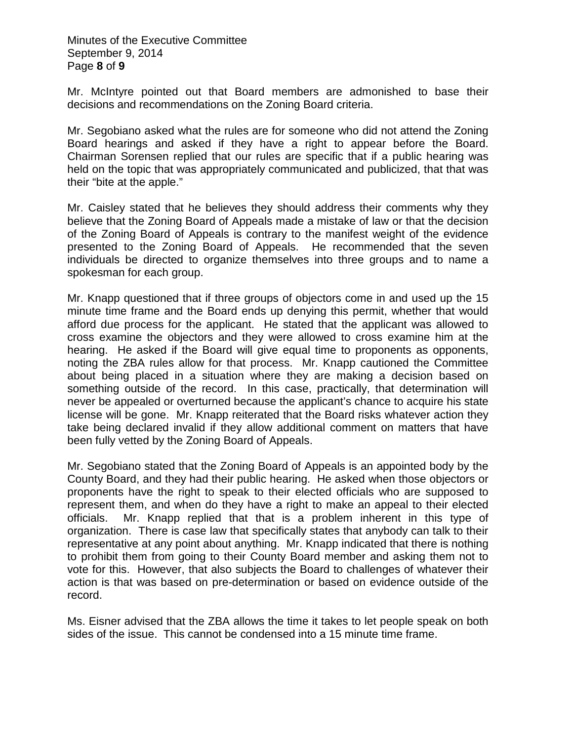Mr. McIntyre pointed out that Board members are admonished to base their decisions and recommendations on the Zoning Board criteria.

Mr. Segobiano asked what the rules are for someone who did not attend the Zoning Board hearings and asked if they have a right to appear before the Board. Chairman Sorensen replied that our rules are specific that if a public hearing was held on the topic that was appropriately communicated and publicized, that that was their "bite at the apple."

Mr. Caisley stated that he believes they should address their comments why they believe that the Zoning Board of Appeals made a mistake of law or that the decision of the Zoning Board of Appeals is contrary to the manifest weight of the evidence presented to the Zoning Board of Appeals. He recommended that the seven individuals be directed to organize themselves into three groups and to name a spokesman for each group.

Mr. Knapp questioned that if three groups of objectors come in and used up the 15 minute time frame and the Board ends up denying this permit, whether that would afford due process for the applicant. He stated that the applicant was allowed to cross examine the objectors and they were allowed to cross examine him at the hearing. He asked if the Board will give equal time to proponents as opponents, noting the ZBA rules allow for that process. Mr. Knapp cautioned the Committee about being placed in a situation where they are making a decision based on something outside of the record. In this case, practically, that determination will never be appealed or overturned because the applicant's chance to acquire his state license will be gone. Mr. Knapp reiterated that the Board risks whatever action they take being declared invalid if they allow additional comment on matters that have been fully vetted by the Zoning Board of Appeals.

Mr. Segobiano stated that the Zoning Board of Appeals is an appointed body by the County Board, and they had their public hearing. He asked when those objectors or proponents have the right to speak to their elected officials who are supposed to represent them, and when do they have a right to make an appeal to their elected officials. Mr. Knapp replied that that is a problem inherent in this type of organization. There is case law that specifically states that anybody can talk to their representative at any point about anything. Mr. Knapp indicated that there is nothing to prohibit them from going to their County Board member and asking them not to vote for this. However, that also subjects the Board to challenges of whatever their action is that was based on pre-determination or based on evidence outside of the record.

Ms. Eisner advised that the ZBA allows the time it takes to let people speak on both sides of the issue. This cannot be condensed into a 15 minute time frame.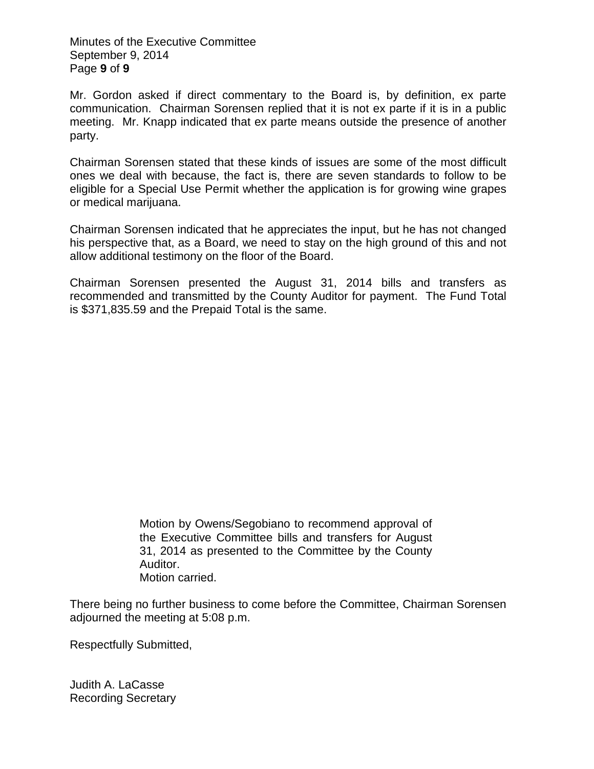Mr. Gordon asked if direct commentary to the Board is, by definition, ex parte communication. Chairman Sorensen replied that it is not ex parte if it is in a public meeting. Mr. Knapp indicated that ex parte means outside the presence of another party.

Chairman Sorensen stated that these kinds of issues are some of the most difficult ones we deal with because, the fact is, there are seven standards to follow to be eligible for a Special Use Permit whether the application is for growing wine grapes or medical marijuana.

Chairman Sorensen indicated that he appreciates the input, but he has not changed his perspective that, as a Board, we need to stay on the high ground of this and not allow additional testimony on the floor of the Board.

Chairman Sorensen presented the August 31, 2014 bills and transfers as recommended and transmitted by the County Auditor for payment. The Fund Total is $371,835.59 and the Prepaid Total is the same.

> Motion by Owens/Segobiano to recommend approval of the Executive Committee bills and transfers for August 31, 2014 as presented to the Committee by the County Auditor.
> Motion carried.

There being no further business to come before the Committee, Chairman Sorensen adjourned the meeting at 5:08 p.m.

Respectfully Submitted,

Judith A. LaCasse
Recording Secretary